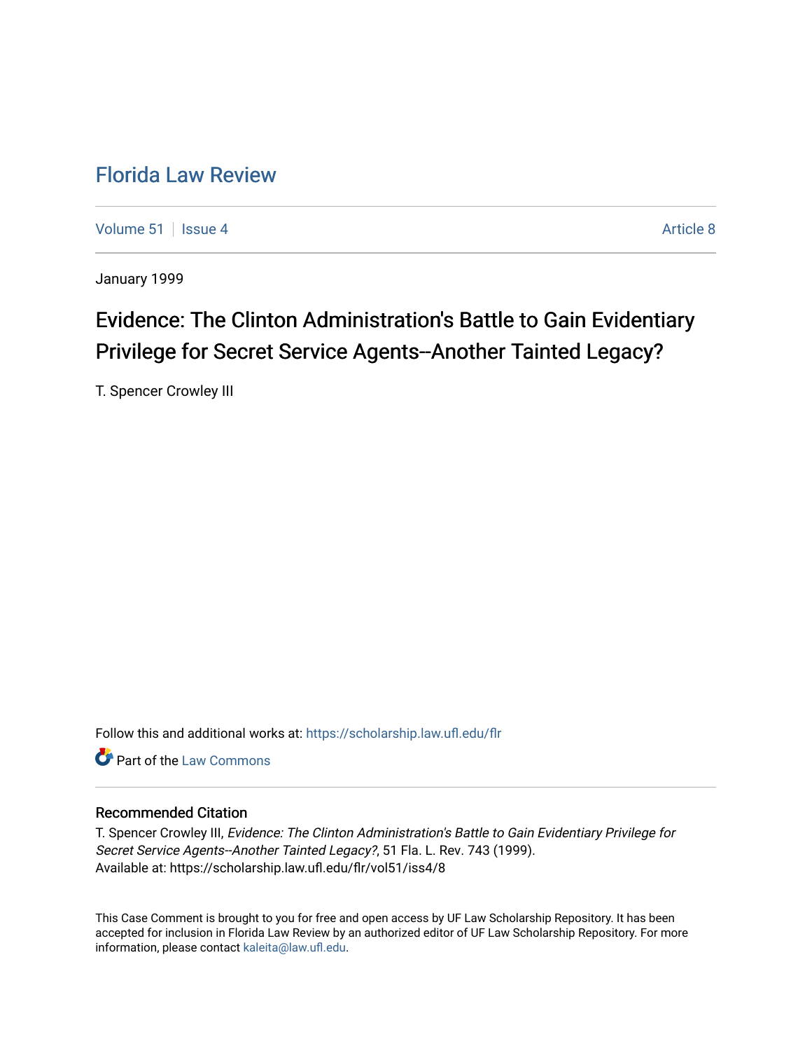# Florida Law Review

Volume 51 | Issue 4 | Article 8

January 1999

## Evidence: The Clinton Administration's Battle to Gain Evidentiary Privilege for Secret Service Agents--Another Tainted Legacy?

T. Spencer Crowley III

Follow this and additional works at: https://scholarship.law.ufl.edu/flr

Part of the Law Commons

### Recommended Citation

T. Spencer Crowley III, *Evidence: The Clinton Administration's Battle to Gain Evidentiary Privilege for Secret Service Agents--Another Tainted Legacy?*, 51 Fla. L. Rev. 743 (1999).
Available at: https://scholarship.law.ufl.edu/flr/vol51/iss4/8

This Case Comment is brought to you for free and open access by UF Law Scholarship Repository. It has been accepted for inclusion in Florida Law Review by an authorized editor of UF Law Scholarship Repository. For more information, please contact kaleita@law.ufl.edu.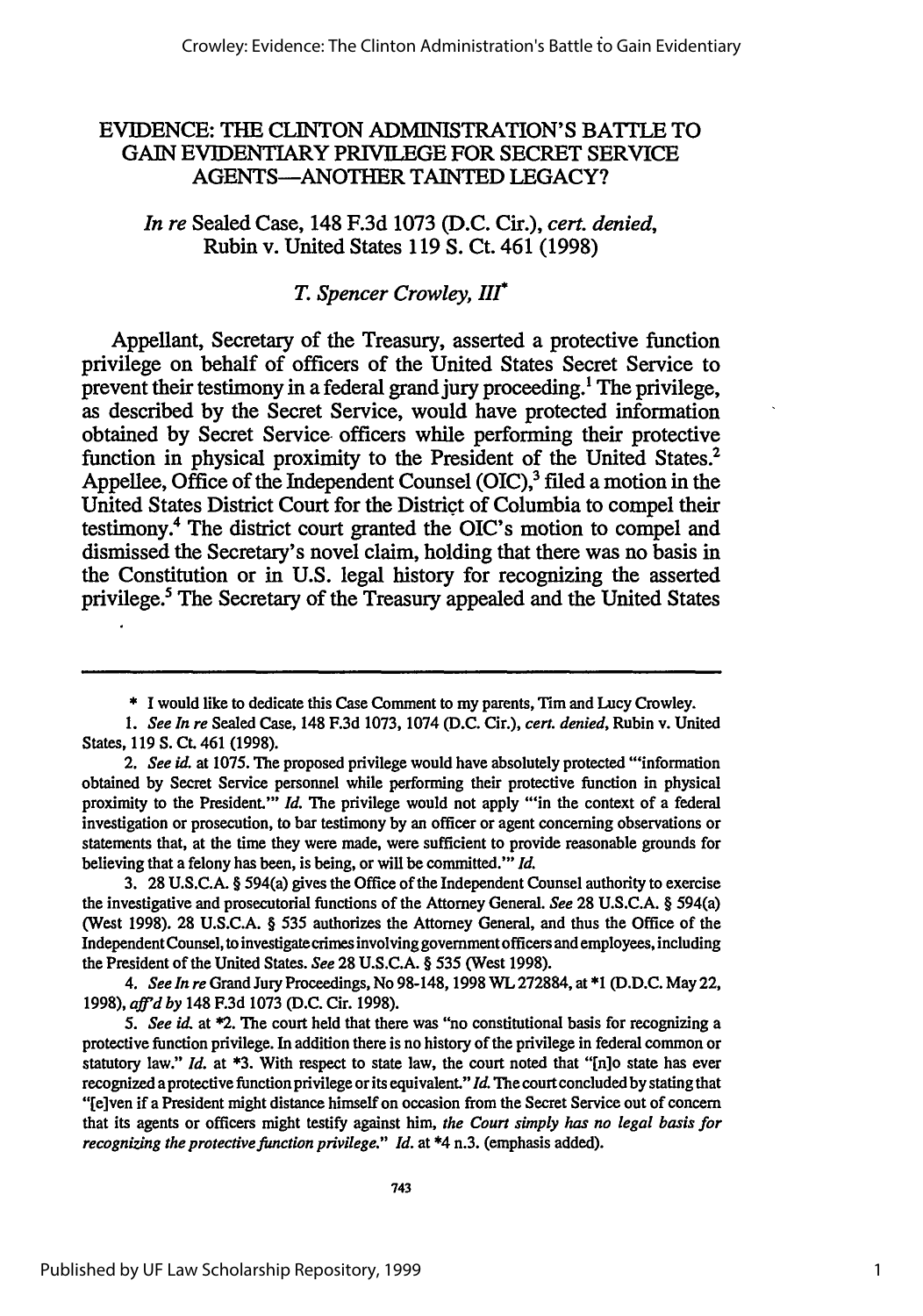# EVIDENCE: THE CLINTON ADMINISTRATION'S BATTLE TO GAIN EVIDENTIARY PRIVILEGE FOR SECRET SERVICE AGENTS—ANOTHER TAINTED LEGACY?

*In re* Sealed Case, 148 F.3d 1073 (D.C. Cir.), *cert. denied*, Rubin v. United States 119 S. Ct. 461 (1998)

*T. Spencer Crowley, III\**

Appellant, Secretary of the Treasury, asserted a protective function privilege on behalf of officers of the United States Secret Service to prevent their testimony in a federal grand jury proceeding.[1] The privilege, as described by the Secret Service, would have protected information obtained by Secret Service officers while performing their protective function in physical proximity to the President of the United States.[2] Appellee, Office of the Independent Counsel (OIC),[3] filed a motion in the United States District Court for the District of Columbia to compel their testimony.[4] The district court granted the OIC's motion to compel and dismissed the Secretary's novel claim, holding that there was no basis in the Constitution or in U.S. legal history for recognizing the asserted privilege.[5] The Secretary of the Treasury appealed and the United States

---

\* I would like to dedicate this Case Comment to my parents, Tim and Lucy Crowley.

1. *See In re* Sealed Case, 148 F.3d 1073, 1074 (D.C. Cir.), *cert. denied*, Rubin v. United States, 119 S. Ct. 461 (1998).

2. *See id.* at 1075. The proposed privilege would have absolutely protected "'information obtained by Secret Service personnel while performing their protective function in physical proximity to the President.'" *Id.* The privilege would not apply "'in the context of a federal investigation or prosecution, to bar testimony by an officer or agent concerning observations or statements that, at the time they were made, were sufficient to provide reasonable grounds for believing that a felony has been, is being, or will be committed.'" *Id.*

3. 28 U.S.C.A. § 594(a) gives the Office of the Independent Counsel authority to exercise the investigative and prosecutorial functions of the Attorney General. *See* 28 U.S.C.A. § 594(a) (West 1998). 28 U.S.C.A. § 535 authorizes the Attorney General, and thus the Office of the Independent Counsel, to investigate crimes involving government officers and employees, including the President of the United States. *See* 28 U.S.C.A. § 535 (West 1998).

4. *See In re* Grand Jury Proceedings, No 98-148, 1998 WL 272884, at \*1 (D.D.C. May 22, 1998), *aff'd by* 148 F.3d 1073 (D.C. Cir. 1998).

5. *See id.* at \*2. The court held that there was "no constitutional basis for recognizing a protective function privilege. In addition there is no history of the privilege in federal common or statutory law." *Id.* at \*3. With respect to state law, the court noted that "[n]o state has ever recognized a protective function privilege or its equivalent." *Id.* The court concluded by stating that "[e]ven if a President might distance himself on occasion from the Secret Service out of concern that its agents or officers might testify against him, *the Court simply has no legal basis for recognizing the protective function privilege.*" *Id.* at \*4 n.3. (emphasis added).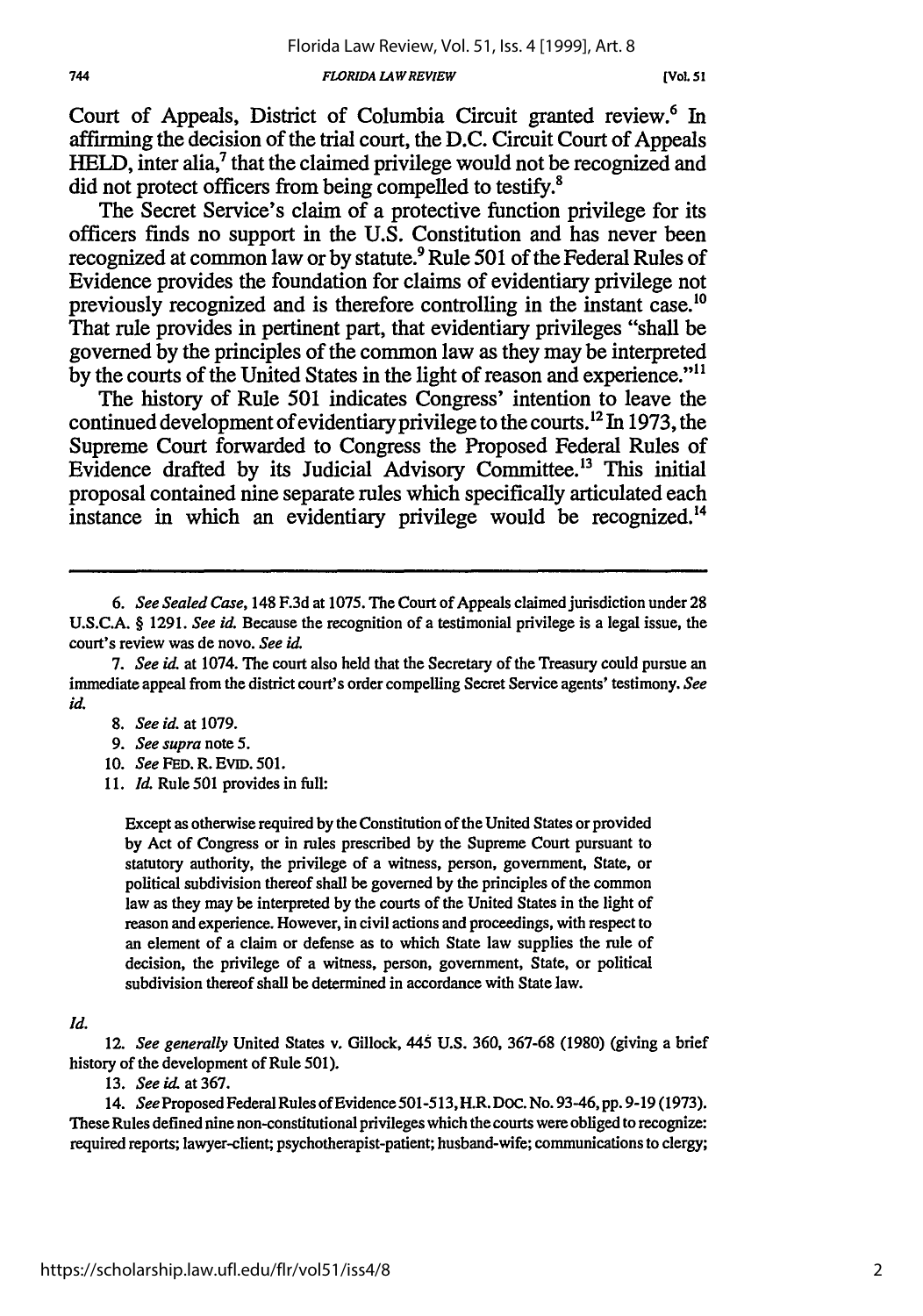Court of Appeals, District of Columbia Circuit granted review.[6] In affirming the decision of the trial court, the D.C. Circuit Court of Appeals HELD, inter alia,[7] that the claimed privilege would not be recognized and did not protect officers from being compelled to testify.[8]

The Secret Service's claim of a protective function privilege for its officers finds no support in the U.S. Constitution and has never been recognized at common law or by statute.[9] Rule 501 of the Federal Rules of Evidence provides the foundation for claims of evidentiary privilege not previously recognized and is therefore controlling in the instant case.[10] That rule provides in pertinent part, that evidentiary privileges "shall be governed by the principles of the common law as they may be interpreted by the courts of the United States in the light of reason and experience."[11]

The history of Rule 501 indicates Congress' intention to leave the continued development of evidentiary privilege to the courts.[12] In 1973, the Supreme Court forwarded to Congress the Proposed Federal Rules of Evidence drafted by its Judicial Advisory Committee.[13] This initial proposal contained nine separate rules which specifically articulated each instance in which an evidentiary privilege would be recognized.[14]

---

6. *See Sealed Case*, 148 F.3d at 1075. The Court of Appeals claimed jurisdiction under 28 U.S.C.A. § 1291. *See id.* Because the recognition of a testimonial privilege is a legal issue, the court's review was de novo. *See id.*

7. *See id.* at 1074. The court also held that the Secretary of the Treasury could pursue an immediate appeal from the district court's order compelling Secret Service agents' testimony. *See id.*

8. *See id.* at 1079.

9. *See supra* note 5.

10. *See* FED. R. EVID. 501.

11. *Id.* Rule 501 provides in full:

> Except as otherwise required by the Constitution of the United States or provided by Act of Congress or in rules prescribed by the Supreme Court pursuant to statutory authority, the privilege of a witness, person, government, State, or political subdivision thereof shall be governed by the principles of the common law as they may be interpreted by the courts of the United States in the light of reason and experience. However, in civil actions and proceedings, with respect to an element of a claim or defense as to which State law supplies the rule of decision, the privilege of a witness, person, government, State, or political subdivision thereof shall be determined in accordance with State law.

*Id.*

12. *See generally* United States v. Gillock, 445 U.S. 360, 367-68 (1980) (giving a brief history of the development of Rule 501).

13. *See id.* at 367.

14. *See* Proposed Federal Rules of Evidence 501-513, H.R. DOC. No. 93-46, pp. 9-19 (1973). These Rules defined nine non-constitutional privileges which the courts were obliged to recognize: required reports; lawyer-client; psychotherapist-patient; husband-wife; communications to clergy;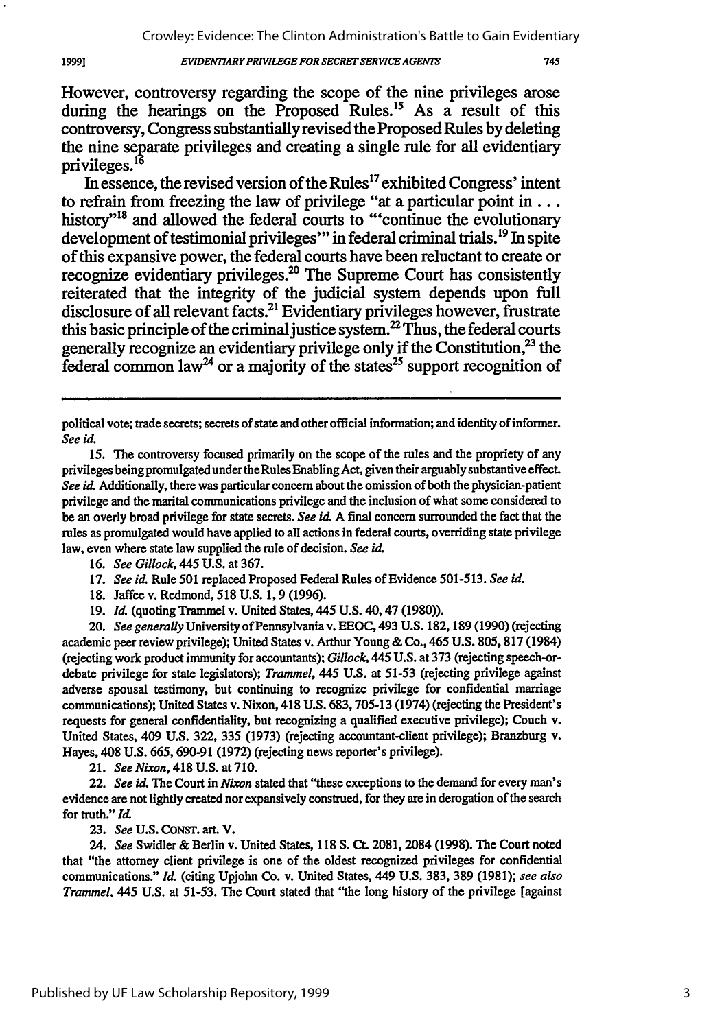However, controversy regarding the scope of the nine privileges arose during the hearings on the Proposed Rules.[15] As a result of this controversy, Congress substantially revised the Proposed Rules by deleting the nine separate privileges and creating a single rule for all evidentiary privileges.[16]

In essence, the revised version of the Rules[17] exhibited Congress' intent to refrain from freezing the law of privilege "at a particular point in . . . history"[18] and allowed the federal courts to "'continue the evolutionary development of testimonial privileges'" in federal criminal trials.[19] In spite of this expansive power, the federal courts have been reluctant to create or recognize evidentiary privileges.[20] The Supreme Court has consistently reiterated that the integrity of the judicial system depends upon full disclosure of all relevant facts.[21] Evidentiary privileges however, frustrate this basic principle of the criminal justice system.[22] Thus, the federal courts generally recognize an evidentiary privilege only if the Constitution,[23] the federal common law[24] or a majority of the states[25] support recognition of

---

political vote; trade secrets; secrets of state and other official information; and identity of informer. *See id.*

15. The controversy focused primarily on the scope of the rules and the propriety of any privileges being promulgated under the Rules Enabling Act, given their arguably substantive effect. *See id.* Additionally, there was particular concern about the omission of both the physician-patient privilege and the marital communications privilege and the inclusion of what some considered to be an overly broad privilege for state secrets. *See id.* A final concern surrounded the fact that the rules as promulgated would have applied to all actions in federal courts, overriding state privilege law, even where state law supplied the rule of decision. *See id.*

16. *See Gillock*, 445 U.S. at 367.

17. *See id.* Rule 501 replaced Proposed Federal Rules of Evidence 501-513. *See id.*

18. Jaffee v. Redmond, 518 U.S. 1, 9 (1996).

19. *Id.* (quoting Trammel v. United States, 445 U.S. 40, 47 (1980)).

20. *See generally* University of Pennsylvania v. EEOC, 493 U.S. 182, 189 (1990) (rejecting academic peer review privilege); United States v. Arthur Young & Co., 465 U.S. 805, 817 (1984) (rejecting work product immunity for accountants); *Gillock*, 445 U.S. at 373 (rejecting speech-or-debate privilege for state legislators); *Trammel*, 445 U.S. at 51-53 (rejecting privilege against adverse spousal testimony, but continuing to recognize privilege for confidential marriage communications); United States v. Nixon, 418 U.S. 683, 705-13 (1974) (rejecting the President's requests for general confidentiality, but recognizing a qualified executive privilege); Couch v. United States, 409 U.S. 322, 335 (1973) (rejecting accountant-client privilege); Branzburg v. Hayes, 408 U.S. 665, 690-91 (1972) (rejecting news reporter's privilege).

21. *See Nixon*, 418 U.S. at 710.

22. *See id.* The Court in *Nixon* stated that "these exceptions to the demand for every man's evidence are not lightly created nor expansively construed, for they are in derogation of the search for truth." *Id.*

23. *See* U.S. CONST. art. V.

24. *See* Swidler & Berlin v. United States, 118 S. Ct. 2081, 2084 (1998). The Court noted that "the attorney client privilege is one of the oldest recognized privileges for confidential communications." *Id.* (citing Upjohn Co. v. United States, 449 U.S. 383, 389 (1981); *see also Trammel*, 445 U.S. at 51-53. The Court stated that "the long history of the privilege [against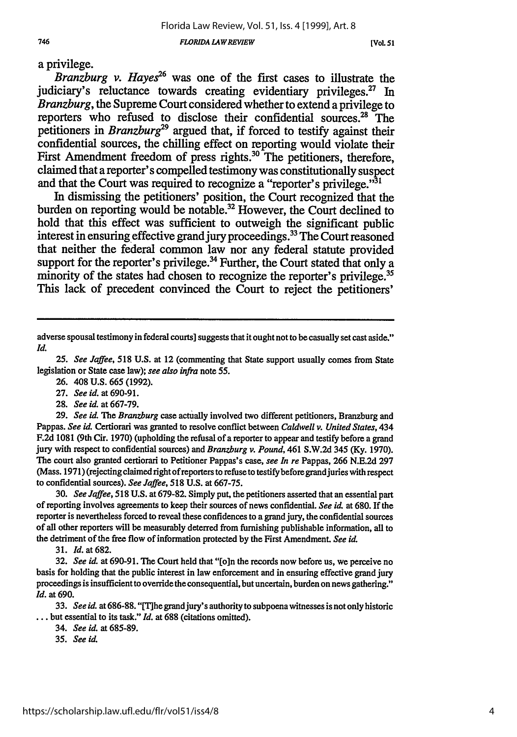a privilege.

*Branzburg v. Hayes*[26] was one of the first cases to illustrate the judiciary's reluctance towards creating evidentiary privileges.[27] In *Branzburg*, the Supreme Court considered whether to extend a privilege to reporters who refused to disclose their confidential sources.[28] The petitioners in *Branzburg*[29] argued that, if forced to testify against their confidential sources, the chilling effect on reporting would violate their First Amendment freedom of press rights.[30] The petitioners, therefore, claimed that a reporter's compelled testimony was constitutionally suspect and that the Court was required to recognize a "reporter's privilege."[31]

In dismissing the petitioners' position, the Court recognized that the burden on reporting would be notable.[32] However, the Court declined to hold that this effect was sufficient to outweigh the significant public interest in ensuring effective grand jury proceedings.[33] The Court reasoned that neither the federal common law nor any federal statute provided support for the reporter's privilege.[34] Further, the Court stated that only a minority of the states had chosen to recognize the reporter's privilege.[35] This lack of precedent convinced the Court to reject the petitioners'

---

adverse spousal testimony in federal courts] suggests that it ought not to be casually set cast aside." *Id.*

25. *See Jaffee*, 518 U.S. at 12 (commenting that State support usually comes from State legislation or State case law); *see also infra* note 55.

26. 408 U.S. 665 (1992).

27. *See id.* at 690-91.

28. *See id.* at 667-79.

29. *See id.* The *Branzburg* case actually involved two different petitioners, Branzburg and Pappas. *See id.* Certiorari was granted to resolve conflict between *Caldwell v. United States*, 434 F.2d 1081 (9th Cir. 1970) (upholding the refusal of a reporter to appear and testify before a grand jury with respect to confidential sources) and *Branzburg v. Pound*, 461 S.W.2d 345 (Ky. 1970). The court also granted certiorari to Petitioner Pappas's case, *see In re* Pappas, 266 N.E.2d 297 (Mass. 1971) (rejecting claimed right of reporters to refuse to testify before grand juries with respect to confidential sources). *See Jaffee*, 518 U.S. at 667-75.

30. *See Jaffee*, 518 U.S. at 679-82. Simply put, the petitioners asserted that an essential part of reporting involves agreements to keep their sources of news confidential. *See id.* at 680. If the reporter is nevertheless forced to reveal these confidences to a grand jury, the confidential sources of all other reporters will be measurably deterred from furnishing publishable information, all to the detriment of the free flow of information protected by the First Amendment. *See id.*

31. *Id.* at 682.

32. *See id.* at 690-91. The Court held that "[o]n the records now before us, we perceive no basis for holding that the public interest in law enforcement and in ensuring effective grand jury proceedings is insufficient to override the consequential, but uncertain, burden on news gathering." *Id.* at 690.

33. *See id.* at 686-88. "[T]he grand jury's authority to subpoena witnesses is not only historic . . . but essential to its task." *Id.* at 688 (citations omitted).

34. *See id.* at 685-89.

35. *See id.*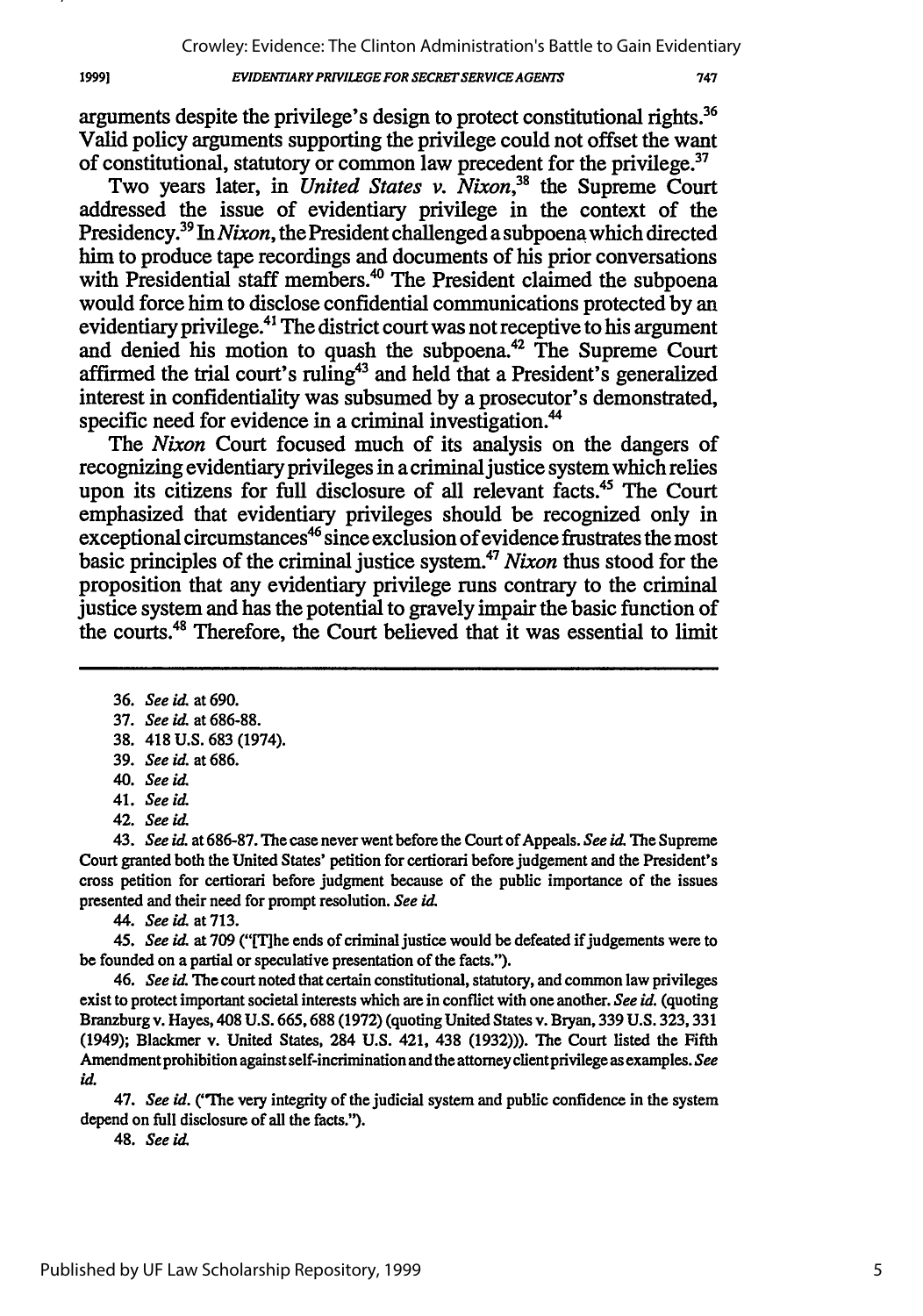arguments despite the privilege's design to protect constitutional rights.[36] Valid policy arguments supporting the privilege could not offset the want of constitutional, statutory or common law precedent for the privilege.[37]

Two years later, in *United States v. Nixon*,[38] the Supreme Court addressed the issue of evidentiary privilege in the context of the Presidency.[39] In *Nixon*, the President challenged a subpoena which directed him to produce tape recordings and documents of his prior conversations with Presidential staff members.[40] The President claimed the subpoena would force him to disclose confidential communications protected by an evidentiary privilege.[41] The district court was not receptive to his argument and denied his motion to quash the subpoena.[42] The Supreme Court affirmed the trial court's ruling[43] and held that a President's generalized interest in confidentiality was subsumed by a prosecutor's demonstrated, specific need for evidence in a criminal investigation.[44]

The *Nixon* Court focused much of its analysis on the dangers of recognizing evidentiary privileges in a criminal justice system which relies upon its citizens for full disclosure of all relevant facts.[45] The Court emphasized that evidentiary privileges should be recognized only in exceptional circumstances[46] since exclusion of evidence frustrates the most basic principles of the criminal justice system.[47] *Nixon* thus stood for the proposition that any evidentiary privilege runs contrary to the criminal justice system and has the potential to gravely impair the basic function of the courts.[48] Therefore, the Court believed that it was essential to limit

---

36. *See id.* at 690.

37. *See id.* at 686-88.

38. 418 U.S. 683 (1974).

39. *See id.* at 686.

40. *See id.*

41. *See id.*

42. *See id.*

43. *See id.* at 686-87. The case never went before the Court of Appeals. *See id.* The Supreme Court granted both the United States' petition for certiorari before judgement and the President's cross petition for certiorari before judgment because of the public importance of the issues presented and their need for prompt resolution. *See id.*

44. *See id.* at 713.

45. *See id.* at 709 ("[T]he ends of criminal justice would be defeated if judgements were to be founded on a partial or speculative presentation of the facts.").

46. *See id.* The court noted that certain constitutional, statutory, and common law privileges exist to protect important societal interests which are in conflict with one another. *See id.* (quoting Branzburg v. Hayes, 408 U.S. 665, 688 (1972) (quoting United States v. Bryan, 339 U.S. 323, 331 (1949); Blackmer v. United States, 284 U.S. 421, 438 (1932))). The Court listed the Fifth Amendment prohibition against self-incrimination and the attorney client privilege as examples. *See id.*

47. *See id.* ("The very integrity of the judicial system and public confidence in the system depend on full disclosure of all the facts.").

48. *See id.*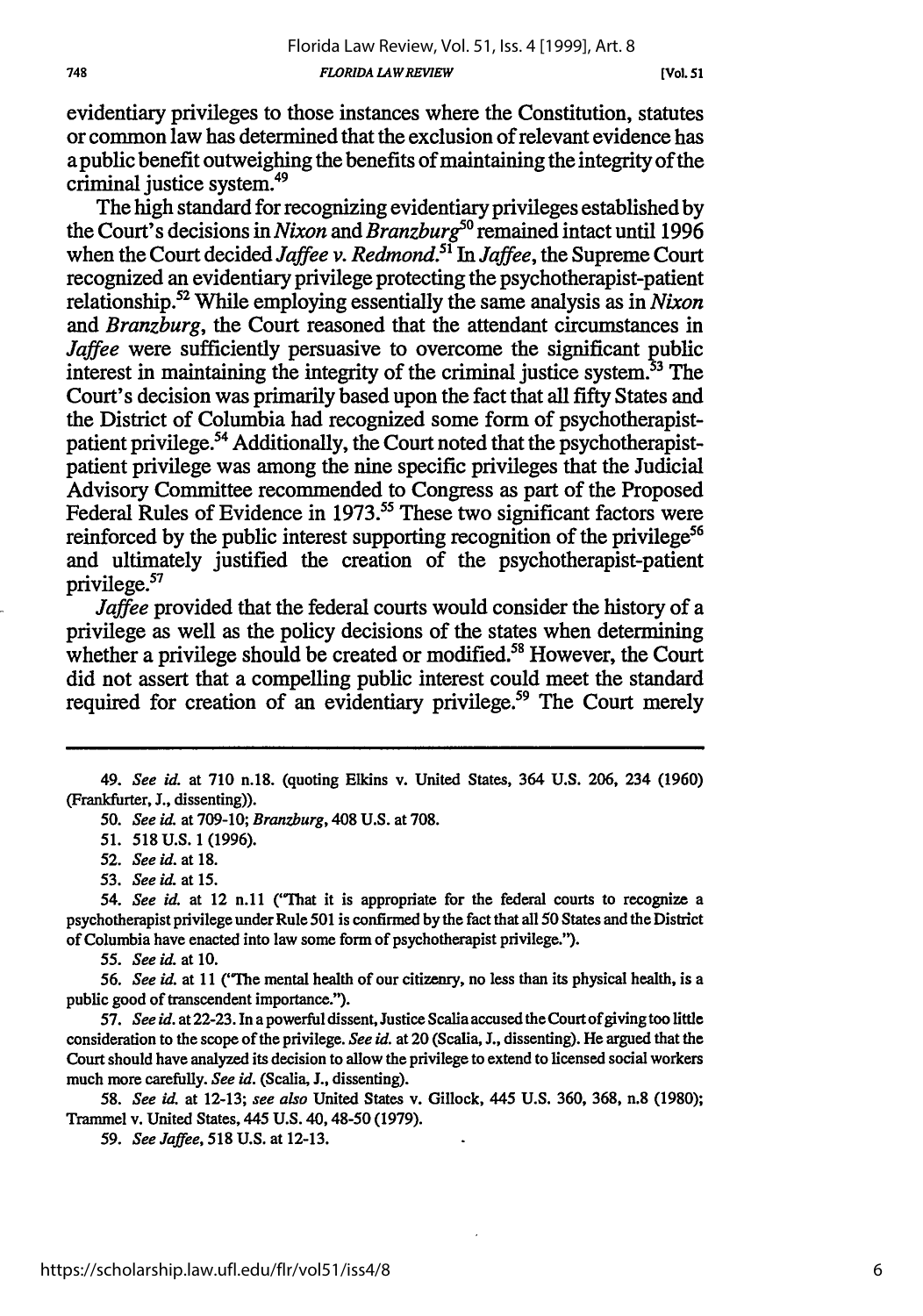evidentiary privileges to those instances where the Constitution, statutes or common law has determined that the exclusion of relevant evidence has a public benefit outweighing the benefits of maintaining the integrity of the criminal justice system.[49]

The high standard for recognizing evidentiary privileges established by the Court's decisions in *Nixon* and *Branzburg*[50] remained intact until 1996 when the Court decided *Jaffee v. Redmond*.[51] In *Jaffee*, the Supreme Court recognized an evidentiary privilege protecting the psychotherapist-patient relationship.[52] While employing essentially the same analysis as in *Nixon* and *Branzburg*, the Court reasoned that the attendant circumstances in *Jaffee* were sufficiently persuasive to overcome the significant public interest in maintaining the integrity of the criminal justice system.[53] The Court's decision was primarily based upon the fact that all fifty States and the District of Columbia had recognized some form of psychotherapist-patient privilege.[54] Additionally, the Court noted that the psychotherapist-patient privilege was among the nine specific privileges that the Judicial Advisory Committee recommended to Congress as part of the Proposed Federal Rules of Evidence in 1973.[55] These two significant factors were reinforced by the public interest supporting recognition of the privilege[56] and ultimately justified the creation of the psychotherapist-patient privilege.[57]

*Jaffee* provided that the federal courts would consider the history of a privilege as well as the policy decisions of the states when determining whether a privilege should be created or modified.[58] However, the Court did not assert that a compelling public interest could meet the standard required for creation of an evidentiary privilege.[59] The Court merely

---

49. *See id.* at 710 n.18. (quoting Elkins v. United States, 364 U.S. 206, 234 (1960) (Frankfurter, J., dissenting)).

50. *See id.* at 709-10; *Branzburg*, 408 U.S. at 708.

51. 518 U.S. 1 (1996).

52. *See id.* at 18.

53. *See id.* at 15.

54. *See id.* at 12 n.11 ("That it is appropriate for the federal courts to recognize a psychotherapist privilege under Rule 501 is confirmed by the fact that all 50 States and the District of Columbia have enacted into law some form of psychotherapist privilege.").

55. *See id.* at 10.

56. *See id.* at 11 ("The mental health of our citizenry, no less than its physical health, is a public good of transcendent importance.").

57. *See id.* at 22-23. In a powerful dissent, Justice Scalia accused the Court of giving too little consideration to the scope of the privilege. *See id.* at 20 (Scalia, J., dissenting). He argued that the Court should have analyzed its decision to allow the privilege to extend to licensed social workers much more carefully. *See id.* (Scalia, J., dissenting).

58. *See id.* at 12-13; *see also* United States v. Gillock, 445 U.S. 360, 368, n.8 (1980); Trammel v. United States, 445 U.S. 40, 48-50 (1979).

59. *See Jaffee*, 518 U.S. at 12-13.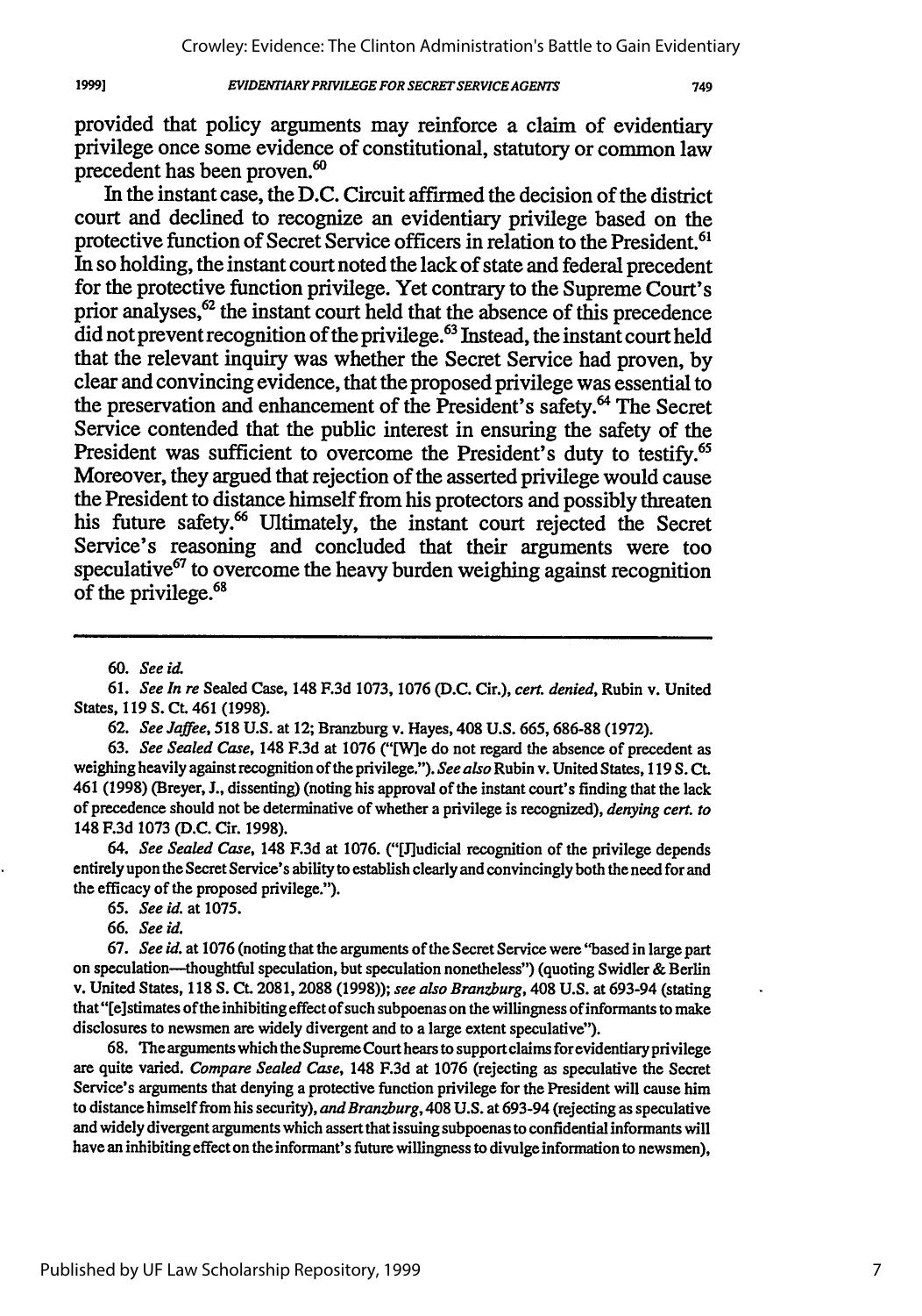provided that policy arguments may reinforce a claim of evidentiary privilege once some evidence of constitutional, statutory or common law precedent has been proven.[60]

In the instant case, the D.C. Circuit affirmed the decision of the district court and declined to recognize an evidentiary privilege based on the protective function of Secret Service officers in relation to the President.[61] In so holding, the instant court noted the lack of state and federal precedent for the protective function privilege. Yet contrary to the Supreme Court's prior analyses,[62] the instant court held that the absence of this precedence did not prevent recognition of the privilege.[63] Instead, the instant court held that the relevant inquiry was whether the Secret Service had proven, by clear and convincing evidence, that the proposed privilege was essential to the preservation and enhancement of the President's safety.[64] The Secret Service contended that the public interest in ensuring the safety of the President was sufficient to overcome the President's duty to testify.[65] Moreover, they argued that rejection of the asserted privilege would cause the President to distance himself from his protectors and possibly threaten his future safety.[66] Ultimately, the instant court rejected the Secret Service's reasoning and concluded that their arguments were too speculative[67] to overcome the heavy burden weighing against recognition of the privilege.[68]

---

60. *See id.*

61. *See In re* Sealed Case, 148 F.3d 1073, 1076 (D.C. Cir.), *cert. denied*, Rubin v. United States, 119 S. Ct. 461 (1998).

62. *See Jaffee*, 518 U.S. at 12; Branzburg v. Hayes, 408 U.S. 665, 686-88 (1972).

63. *See Sealed Case*, 148 F.3d at 1076 ("[W]e do not regard the absence of precedent as weighing heavily against recognition of the privilege."). *See also* Rubin v. United States, 119 S. Ct. 461 (1998) (Breyer, J., dissenting) (noting his approval of the instant court's finding that the lack of precedence should not be determinative of whether a privilege is recognized), *denying cert. to* 148 F.3d 1073 (D.C. Cir. 1998).

64. *See Sealed Case*, 148 F.3d at 1076. ("[J]udicial recognition of the privilege depends entirely upon the Secret Service's ability to establish clearly and convincingly both the need for and the efficacy of the proposed privilege.").

65. *See id.* at 1075.

66. *See id.*

67. *See id.* at 1076 (noting that the arguments of the Secret Service were "based in large part on speculation—thoughtful speculation, but speculation nonetheless") (quoting Swidler & Berlin v. United States, 118 S. Ct. 2081, 2088 (1998)); *see also Branzburg*, 408 U.S. at 693-94 (stating that "[e]stimates of the inhibiting effect of such subpoenas on the willingness of informants to make disclosures to newsmen are widely divergent and to a large extent speculative").

68. The arguments which the Supreme Court hears to support claims for evidentiary privilege are quite varied. *Compare Sealed Case*, 148 F.3d at 1076 (rejecting as speculative the Secret Service's arguments that denying a protective function privilege for the President will cause him to distance himself from his security), *and Branzburg*, 408 U.S. at 693-94 (rejecting as speculative and widely divergent arguments which assert that issuing subpoenas to confidential informants will have an inhibiting effect on the informant's future willingness to divulge information to newsmen),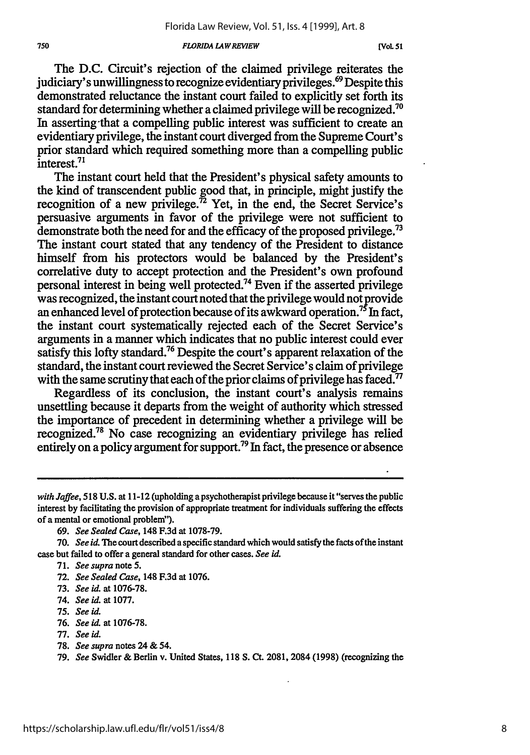The D.C. Circuit's rejection of the claimed privilege reiterates the judiciary's unwillingness to recognize evidentiary privileges.[69] Despite this demonstrated reluctance the instant court failed to explicitly set forth its standard for determining whether a claimed privilege will be recognized.[70] In asserting that a compelling public interest was sufficient to create an evidentiary privilege, the instant court diverged from the Supreme Court's prior standard which required something more than a compelling public interest.[71]

The instant court held that the President's physical safety amounts to the kind of transcendent public good that, in principle, might justify the recognition of a new privilege.[72] Yet, in the end, the Secret Service's persuasive arguments in favor of the privilege were not sufficient to demonstrate both the need for and the efficacy of the proposed privilege.[73] The instant court stated that any tendency of the President to distance himself from his protectors would be balanced by the President's correlative duty to accept protection and the President's own profound personal interest in being well protected.[74] Even if the asserted privilege was recognized, the instant court noted that the privilege would not provide an enhanced level of protection because of its awkward operation.[75] In fact, the instant court systematically rejected each of the Secret Service's arguments in a manner which indicates that no public interest could ever satisfy this lofty standard.[76] Despite the court's apparent relaxation of the standard, the instant court reviewed the Secret Service's claim of privilege with the same scrutiny that each of the prior claims of privilege has faced.[77]

Regardless of its conclusion, the instant court's analysis remains unsettling because it departs from the weight of authority which stressed the importance of precedent in determining whether a privilege will be recognized.[78] No case recognizing an evidentiary privilege has relied entirely on a policy argument for support.[79] In fact, the presence or absence

---

*with Jaffee*, 518 U.S. at 11-12 (upholding a psychotherapist privilege because it "serves the public interest by facilitating the provision of appropriate treatment for individuals suffering the effects of a mental or emotional problem").

69. *See Sealed Case*, 148 F.3d at 1078-79.

70. *See id.* The court described a specific standard which would satisfy the facts of the instant case but failed to offer a general standard for other cases. *See id.*

71. *See supra* note 5.

72. *See Sealed Case*, 148 F.3d at 1076.

73. *See id.* at 1076-78.

74. *See id.* at 1077.

75. *See id.*

76. *See id.* at 1076-78.

77. *See id.*

78. *See supra* notes 24 & 54.

79. *See* Swidler & Berlin v. United States, 118 S. Ct. 2081, 2084 (1998) (recognizing the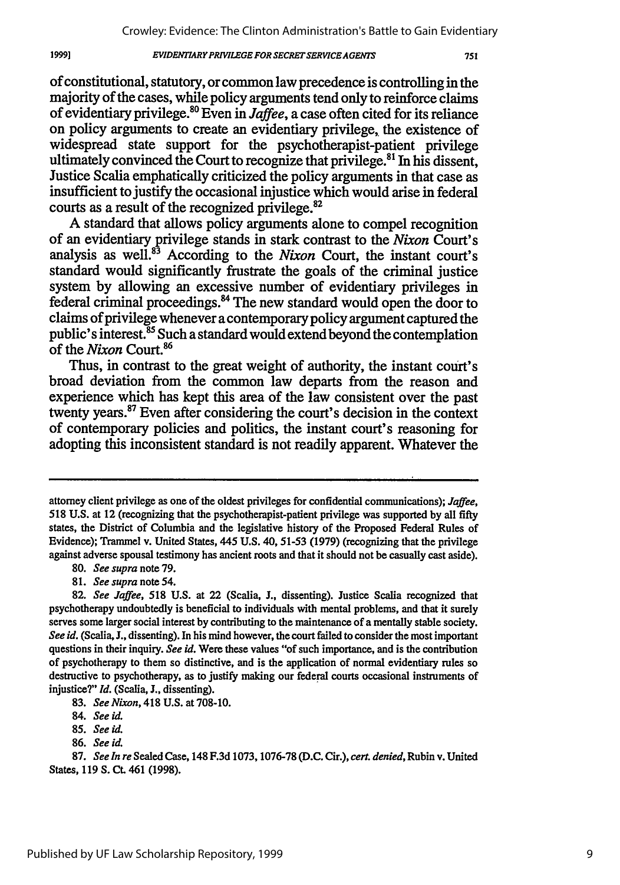of constitutional, statutory, or common law precedence is controlling in the majority of the cases, while policy arguments tend only to reinforce claims of evidentiary privilege.[80] Even in *Jaffee*, a case often cited for its reliance on policy arguments to create an evidentiary privilege, the existence of widespread state support for the psychotherapist-patient privilege ultimately convinced the Court to recognize that privilege.[81] In his dissent, Justice Scalia emphatically criticized the policy arguments in that case as insufficient to justify the occasional injustice which would arise in federal courts as a result of the recognized privilege.[82]

A standard that allows policy arguments alone to compel recognition of an evidentiary privilege stands in stark contrast to the *Nixon* Court's analysis as well.[83] According to the *Nixon* Court, the instant court's standard would significantly frustrate the goals of the criminal justice system by allowing an excessive number of evidentiary privileges in federal criminal proceedings.[84] The new standard would open the door to claims of privilege whenever a contemporary policy argument captured the public's interest.[85] Such a standard would extend beyond the contemplation of the *Nixon* Court.[86]

Thus, in contrast to the great weight of authority, the instant court's broad deviation from the common law departs from the reason and experience which has kept this area of the law consistent over the past twenty years.[87] Even after considering the court's decision in the context of contemporary policies and politics, the instant court's reasoning for adopting this inconsistent standard is not readily apparent. Whatever the

---

attorney client privilege as one of the oldest privileges for confidential communications); *Jaffee*, 518 U.S. at 12 (recognizing that the psychotherapist-patient privilege was supported by all fifty states, the District of Columbia and the legislative history of the Proposed Federal Rules of Evidence); Trammel v. United States, 445 U.S. 40, 51-53 (1979) (recognizing that the privilege against adverse spousal testimony has ancient roots and that it should not be casually cast aside).

80. *See supra* note 79.

81. *See supra* note 54.

82. *See Jaffee*, 518 U.S. at 22 (Scalia, J., dissenting). Justice Scalia recognized that psychotherapy undoubtedly is beneficial to individuals with mental problems, and that it surely serves some larger social interest by contributing to the maintenance of a mentally stable society. *See id.* (Scalia, J., dissenting). In his mind however, the court failed to consider the most important questions in their inquiry. *See id.* Were these values "of such importance, and is the contribution of psychotherapy to them so distinctive, and is the application of normal evidentiary rules so destructive to psychotherapy, as to justify making our federal courts occasional instruments of injustice?" *Id.* (Scalia, J., dissenting).

83. *See Nixon*, 418 U.S. at 708-10.

84. *See id.*

85. *See id.*

86. *See id.*

87. *See In re* Sealed Case, 148 F.3d 1073, 1076-78 (D.C. Cir.), *cert. denied*, Rubin v. United States, 119 S. Ct. 461 (1998).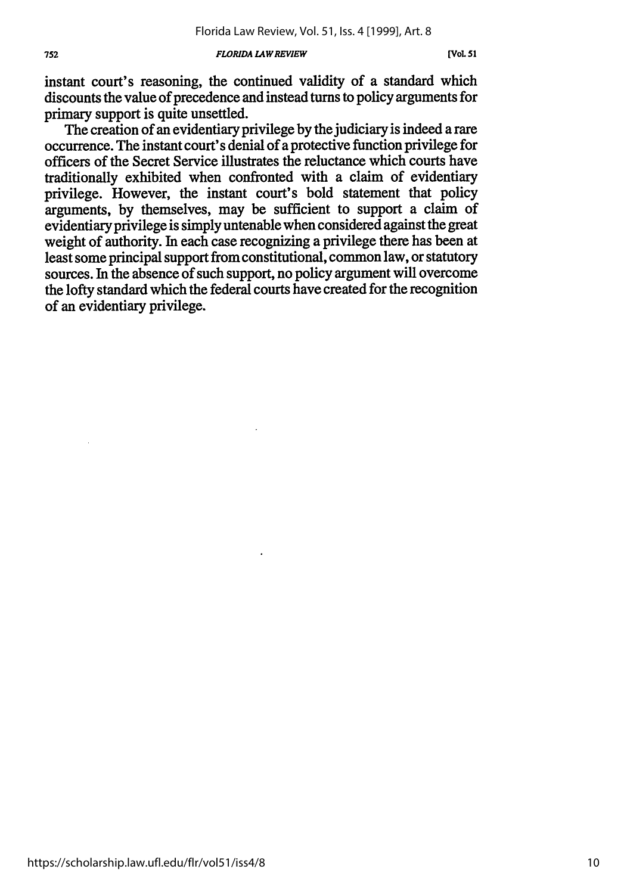instant court's reasoning, the continued validity of a standard which discounts the value of precedence and instead turns to policy arguments for primary support is quite unsettled.

The creation of an evidentiary privilege by the judiciary is indeed a rare occurrence. The instant court's denial of a protective function privilege for officers of the Secret Service illustrates the reluctance which courts have traditionally exhibited when confronted with a claim of evidentiary privilege. However, the instant court's bold statement that policy arguments, by themselves, may be sufficient to support a claim of evidentiary privilege is simply untenable when considered against the great weight of authority. In each case recognizing a privilege there has been at least some principal support from constitutional, common law, or statutory sources. In the absence of such support, no policy argument will overcome the lofty standard which the federal courts have created for the recognition of an evidentiary privilege.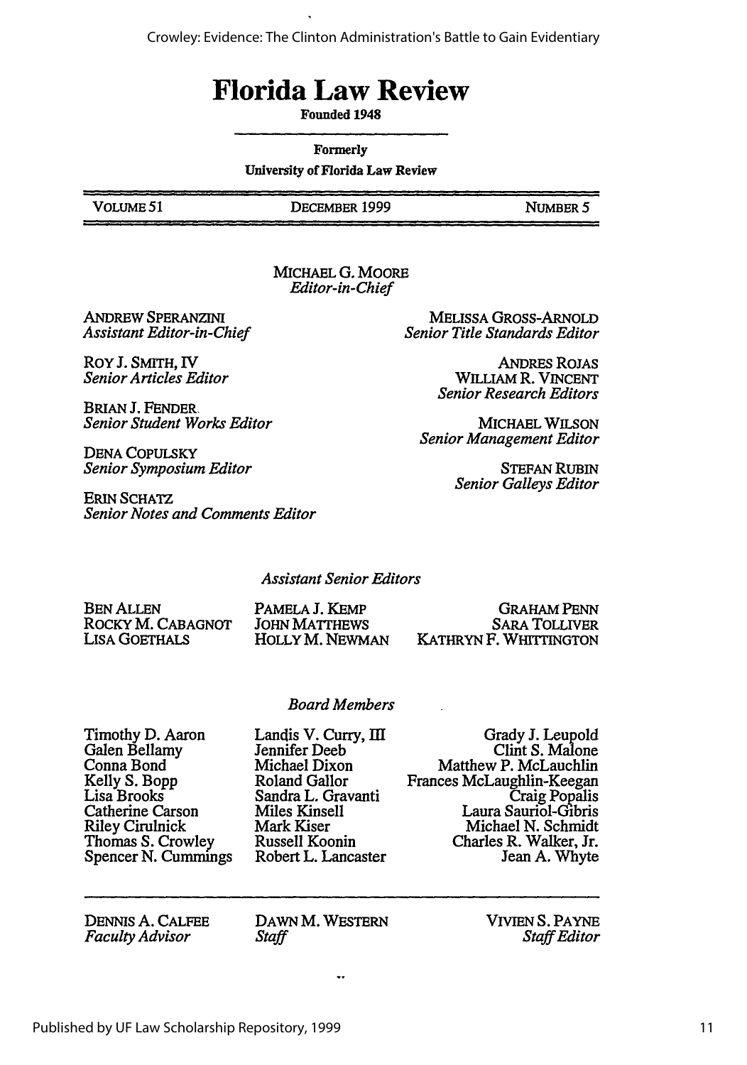# Florida Law Review

**Founded 1948**

**Formerly**

**University of Florida Law Review**

| VOLUME 51 | DECEMBER 1999 | NUMBER 5 |
|---|---|---|

MICHAEL G. MOORE
*Editor-in-Chief*

ANDREW SPERANZINI
*Assistant Editor-in-Chief*

ROY J. SMITH, IV
*Senior Articles Editor*

BRIAN J. FENDER
*Senior Student Works Editor*

DENA COPULSKY
*Senior Symposium Editor*

ERIN SCHATZ
*Senior Notes and Comments Editor*

MELISSA GROSS-ARNOLD
*Senior Title Standards Editor*

ANDRES ROJAS
WILLIAM R. VINCENT
*Senior Research Editors*

MICHAEL WILSON
*Senior Management Editor*

STEFAN RUBIN
*Senior Galleys Editor*

*Assistant Senior Editors*

BEN ALLEN
ROCKY M. CABAGNOT
LISA GOETHALS
PAMELA J. KEMP
JOHN MATTHEWS
HOLLY M. NEWMAN
GRAHAM PENN
SARA TOLLIVER
KATHRYN F. WHITTINGTON

*Board Members*

Timothy D. Aaron
Galen Bellamy
Conna Bond
Kelly S. Bopp
Lisa Brooks
Catherine Carson
Riley Cirulnick
Thomas S. Crowley
Spencer N. Cummings
Landis V. Curry, III
Jennifer Deeb
Michael Dixon
Roland Gallor
Sandra L. Gravanti
Miles Kinsell
Mark Kiser
Russell Koonin
Robert L. Lancaster
Grady J. Leupold
Clint S. Malone
Matthew P. McLauchlin
Frances McLaughlin-Keegan
Craig Popalis
Laura Sauriol-Gibris
Michael N. Schmidt
Charles R. Walker, Jr.
Jean A. Whyte

DENNIS A. CALFEE
*Faculty Advisor*

DAWN M. WESTERN
*Staff*

VIVIEN S. PAYNE
*Staff Editor*